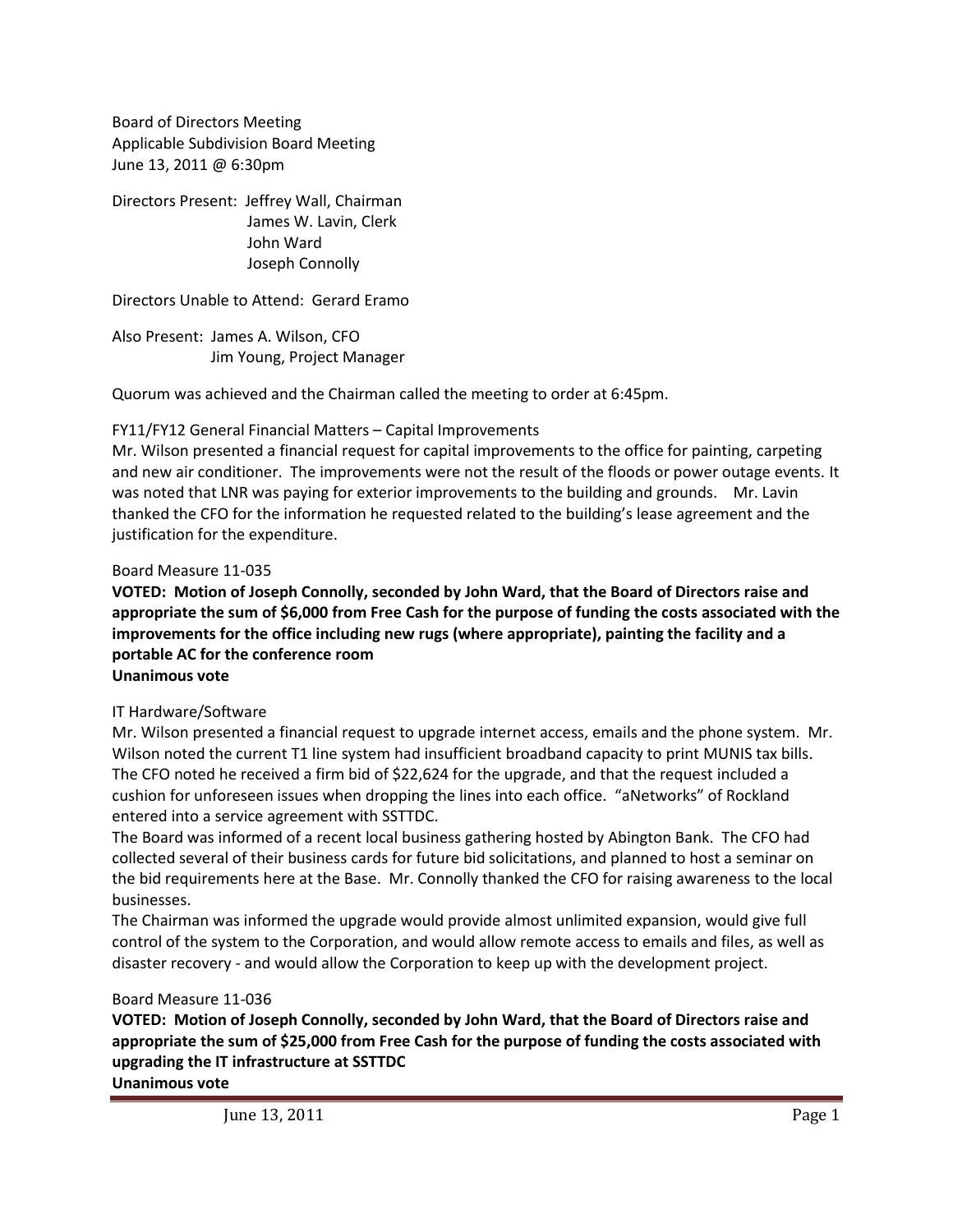Board of Directors Meeting
Applicable Subdivision Board Meeting
June 13, 2011 @ 6:30pm

Directors Present: Jeffrey Wall, Chairman
James W. Lavin, Clerk
John Ward
Joseph Connolly

Directors Unable to Attend: Gerard Eramo

Also Present: James A. Wilson, CFO
Jim Young, Project Manager

Quorum was achieved and the Chairman called the meeting to order at 6:45pm.

FY11/FY12 General Financial Matters – Capital Improvements
Mr. Wilson presented a financial request for capital improvements to the office for painting, carpeting and new air conditioner. The improvements were not the result of the floods or power outage events. It was noted that LNR was paying for exterior improvements to the building and grounds. Mr. Lavin thanked the CFO for the information he requested related to the building's lease agreement and the justification for the expenditure.

Board Measure 11-035

**VOTED: Motion of Joseph Connolly, seconded by John Ward, that the Board of Directors raise and appropriate the sum of $6,000 from Free Cash for the purpose of funding the costs associated with the improvements for the office including new rugs (where appropriate), painting the facility and a portable AC for the conference room**
**Unanimous vote**

IT Hardware/Software
Mr. Wilson presented a financial request to upgrade internet access, emails and the phone system. Mr. Wilson noted the current T1 line system had insufficient broadband capacity to print MUNIS tax bills. The CFO noted he received a firm bid of $22,624 for the upgrade, and that the request included a cushion for unforeseen issues when dropping the lines into each office. "aNetworks" of Rockland entered into a service agreement with SSTTDC.
The Board was informed of a recent local business gathering hosted by Abington Bank. The CFO had collected several of their business cards for future bid solicitations, and planned to host a seminar on the bid requirements here at the Base. Mr. Connolly thanked the CFO for raising awareness to the local businesses.
The Chairman was informed the upgrade would provide almost unlimited expansion, would give full control of the system to the Corporation, and would allow remote access to emails and files, as well as disaster recovery - and would allow the Corporation to keep up with the development project.

Board Measure 11-036

**VOTED: Motion of Joseph Connolly, seconded by John Ward, that the Board of Directors raise and appropriate the sum of $25,000 from Free Cash for the purpose of funding the costs associated with upgrading the IT infrastructure at SSTTDC**
**Unanimous vote**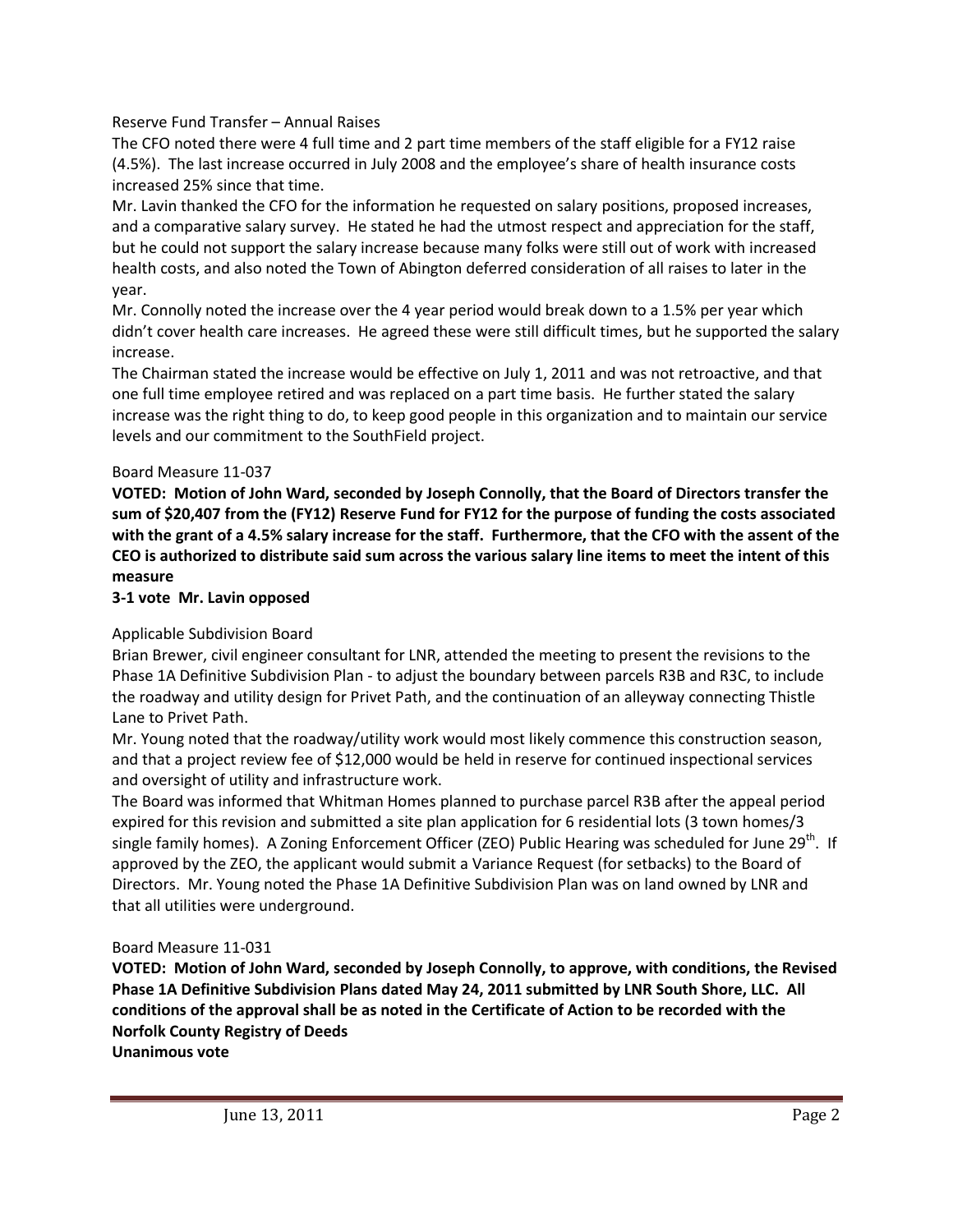Reserve Fund Transfer – Annual Raises

The CFO noted there were 4 full time and 2 part time members of the staff eligible for a FY12 raise (4.5%). The last increase occurred in July 2008 and the employee's share of health insurance costs increased 25% since that time.

Mr. Lavin thanked the CFO for the information he requested on salary positions, proposed increases, and a comparative salary survey. He stated he had the utmost respect and appreciation for the staff, but he could not support the salary increase because many folks were still out of work with increased health costs, and also noted the Town of Abington deferred consideration of all raises to later in the year.

Mr. Connolly noted the increase over the 4 year period would break down to a 1.5% per year which didn't cover health care increases. He agreed these were still difficult times, but he supported the salary increase.

The Chairman stated the increase would be effective on July 1, 2011 and was not retroactive, and that one full time employee retired and was replaced on a part time basis. He further stated the salary increase was the right thing to do, to keep good people in this organization and to maintain our service levels and our commitment to the SouthField project.

Board Measure 11-037

**VOTED: Motion of John Ward, seconded by Joseph Connolly, that the Board of Directors transfer the sum of $20,407 from the (FY12) Reserve Fund for FY12 for the purpose of funding the costs associated with the grant of a 4.5% salary increase for the staff. Furthermore, that the CFO with the assent of the CEO is authorized to distribute said sum across the various salary line items to meet the intent of this measure**

**3-1 vote Mr. Lavin opposed**

Applicable Subdivision Board

Brian Brewer, civil engineer consultant for LNR, attended the meeting to present the revisions to the Phase 1A Definitive Subdivision Plan - to adjust the boundary between parcels R3B and R3C, to include the roadway and utility design for Privet Path, and the continuation of an alleyway connecting Thistle Lane to Privet Path.

Mr. Young noted that the roadway/utility work would most likely commence this construction season, and that a project review fee of $12,000 would be held in reserve for continued inspectional services and oversight of utility and infrastructure work.

The Board was informed that Whitman Homes planned to purchase parcel R3B after the appeal period expired for this revision and submitted a site plan application for 6 residential lots (3 town homes/3 single family homes). A Zoning Enforcement Officer (ZEO) Public Hearing was scheduled for June 29th. If approved by the ZEO, the applicant would submit a Variance Request (for setbacks) to the Board of Directors. Mr. Young noted the Phase 1A Definitive Subdivision Plan was on land owned by LNR and that all utilities were underground.

Board Measure 11-031

**VOTED: Motion of John Ward, seconded by Joseph Connolly, to approve, with conditions, the Revised Phase 1A Definitive Subdivision Plans dated May 24, 2011 submitted by LNR South Shore, LLC. All conditions of the approval shall be as noted in the Certificate of Action to be recorded with the Norfolk County Registry of Deeds**

**Unanimous vote**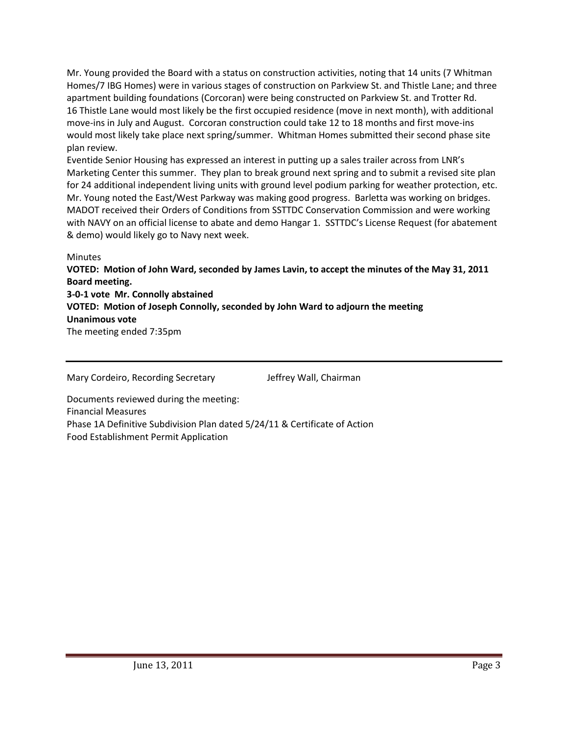Mr. Young provided the Board with a status on construction activities, noting that 14 units (7 Whitman Homes/7 IBG Homes) were in various stages of construction on Parkview St. and Thistle Lane; and three apartment building foundations (Corcoran) were being constructed on Parkview St. and Trotter Rd. 16 Thistle Lane would most likely be the first occupied residence (move in next month), with additional move-ins in July and August. Corcoran construction could take 12 to 18 months and first move-ins would most likely take place next spring/summer. Whitman Homes submitted their second phase site plan review.

Eventide Senior Housing has expressed an interest in putting up a sales trailer across from LNR's Marketing Center this summer. They plan to break ground next spring and to submit a revised site plan for 24 additional independent living units with ground level podium parking for weather protection, etc.

Mr. Young noted the East/West Parkway was making good progress. Barletta was working on bridges. MADOT received their Orders of Conditions from SSTTDC Conservation Commission and were working with NAVY on an official license to abate and demo Hangar 1. SSTTDC's License Request (for abatement & demo) would likely go to Navy next week.

Minutes

**VOTED: Motion of John Ward, seconded by James Lavin, to accept the minutes of the May 31, 2011 Board meeting.**

**3-0-1 vote Mr. Connolly abstained**

**VOTED: Motion of Joseph Connolly, seconded by John Ward to adjourn the meeting**

**Unanimous vote**

The meeting ended 7:35pm

---

Mary Cordeiro, Recording Secretary Jeffrey Wall, Chairman

Documents reviewed during the meeting:

Financial Measures

Phase 1A Definitive Subdivision Plan dated 5/24/11 & Certificate of Action

Food Establishment Permit Application